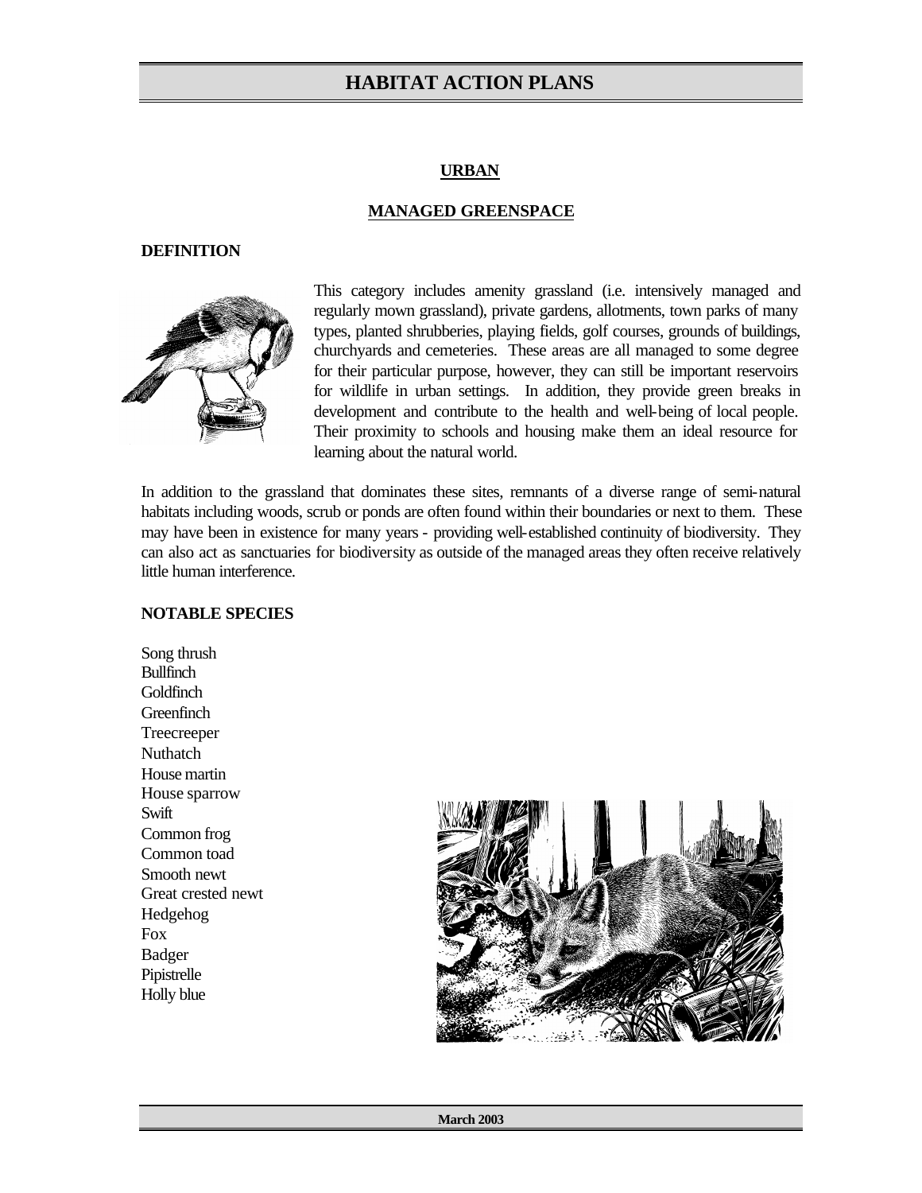# HABITAT ACTION PLANS

## URBAN

## MANAGED GREENSPACE

### DEFINITION

This category includes amenity grassland (i.e. intensively managed and regularly mown grassland), private gardens, allotments, town parks of many types, planted shrubberies, playing fields, golf courses, grounds of buildings, churchyards and cemeteries. These areas are all managed to some degree for their particular purpose, however, they can still be important reservoirs for wildlife in urban settings. In addition, they provide green breaks in development and contribute to the health and well-being of local people. Their proximity to schools and housing make them an ideal resource for learning about the natural world.

In addition to the grassland that dominates these sites, remnants of a diverse range of semi-natural habitats including woods, scrub or ponds are often found within their boundaries or next to them. These may have been in existence for many years - providing well-established continuity of biodiversity. They can also act as sanctuaries for biodiversity as outside of the managed areas they often receive relatively little human interference.

### NOTABLE SPECIES

Song thrush
Bullfinch
Goldfinch
Greenfinch
Treecreeper
Nuthatch
House martin
House sparrow
Swift
Common frog
Common toad
Smooth newt
Great crested newt
Hedgehog
Fox
Badger
Pipistrelle
Holly blue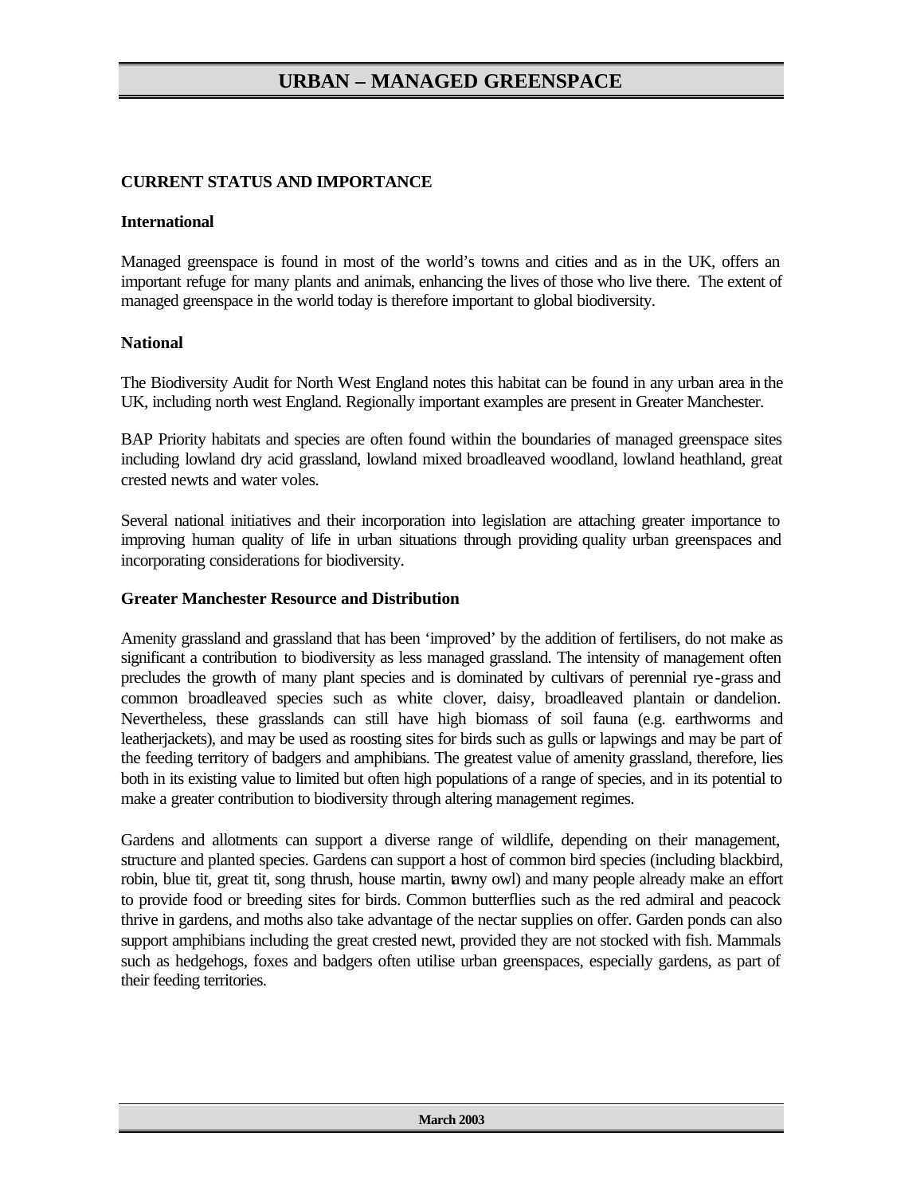# URBAN – MANAGED GREENSPACE

## CURRENT STATUS AND IMPORTANCE

### International

Managed greenspace is found in most of the world's towns and cities and as in the UK, offers an important refuge for many plants and animals, enhancing the lives of those who live there. The extent of managed greenspace in the world today is therefore important to global biodiversity.

### National

The Biodiversity Audit for North West England notes this habitat can be found in any urban area in the UK, including north west England. Regionally important examples are present in Greater Manchester.

BAP Priority habitats and species are often found within the boundaries of managed greenspace sites including lowland dry acid grassland, lowland mixed broadleaved woodland, lowland heathland, great crested newts and water voles.

Several national initiatives and their incorporation into legislation are attaching greater importance to improving human quality of life in urban situations through providing quality urban greenspaces and incorporating considerations for biodiversity.

### Greater Manchester Resource and Distribution

Amenity grassland and grassland that has been 'improved' by the addition of fertilisers, do not make as significant a contribution to biodiversity as less managed grassland. The intensity of management often precludes the growth of many plant species and is dominated by cultivars of perennial rye-grass and common broadleaved species such as white clover, daisy, broadleaved plantain or dandelion. Nevertheless, these grasslands can still have high biomass of soil fauna (e.g. earthworms and leatherjackets), and may be used as roosting sites for birds such as gulls or lapwings and may be part of the feeding territory of badgers and amphibians. The greatest value of amenity grassland, therefore, lies both in its existing value to limited but often high populations of a range of species, and in its potential to make a greater contribution to biodiversity through altering management regimes.

Gardens and allotments can support a diverse range of wildlife, depending on their management, structure and planted species. Gardens can support a host of common bird species (including blackbird, robin, blue tit, great tit, song thrush, house martin, tawny owl) and many people already make an effort to provide food or breeding sites for birds. Common butterflies such as the red admiral and peacock thrive in gardens, and moths also take advantage of the nectar supplies on offer. Garden ponds can also support amphibians including the great crested newt, provided they are not stocked with fish. Mammals such as hedgehogs, foxes and badgers often utilise urban greenspaces, especially gardens, as part of their feeding territories.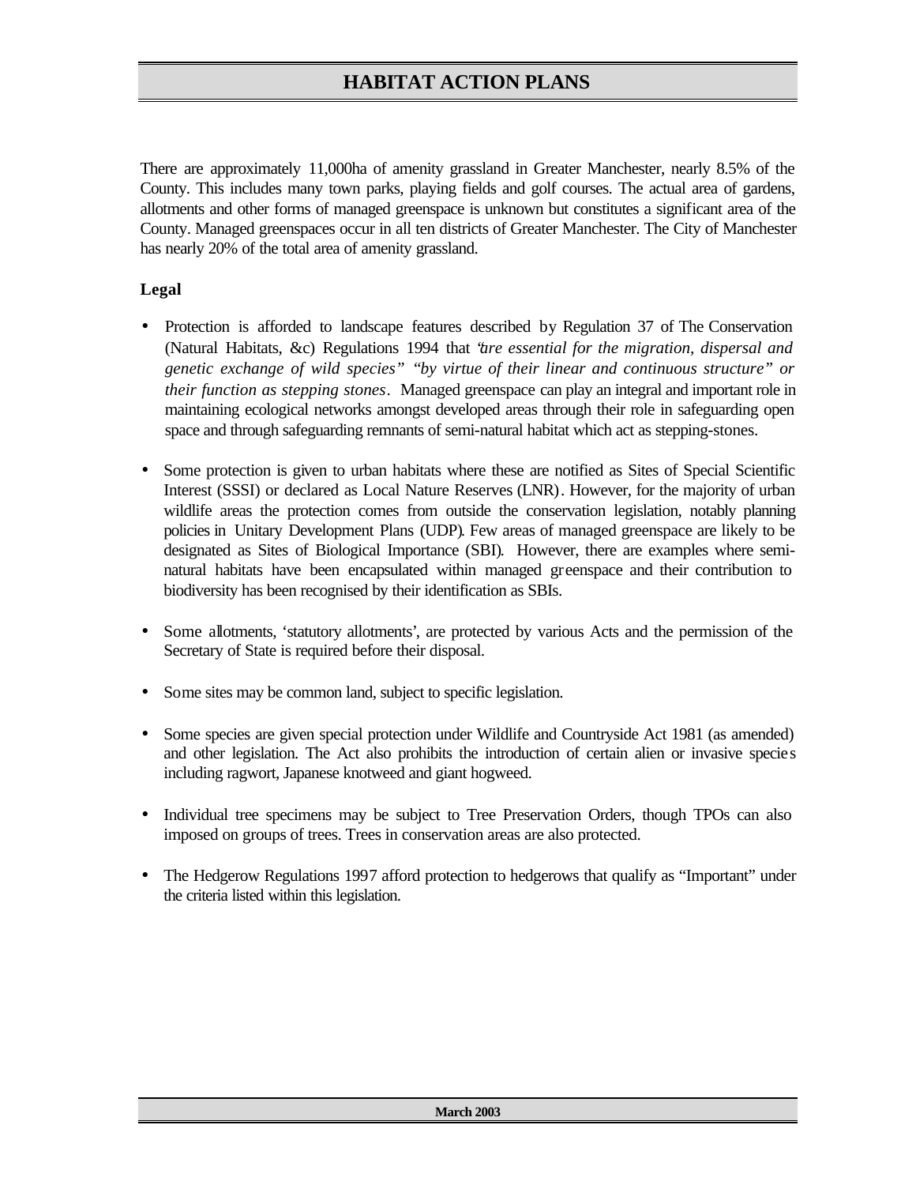There are approximately 11,000ha of amenity grassland in Greater Manchester, nearly 8.5% of the County. This includes many town parks, playing fields and golf courses. The actual area of gardens, allotments and other forms of managed greenspace is unknown but constitutes a significant area of the County. Managed greenspaces occur in all ten districts of Greater Manchester. The City of Manchester has nearly 20% of the total area of amenity grassland.

**Legal**

- Protection is afforded to landscape features described by Regulation 37 of The Conservation (Natural Habitats, &c) Regulations 1994 that *"are essential for the migration, dispersal and genetic exchange of wild species" "by virtue of their linear and continuous structure" or their function as stepping stones*. Managed greenspace can play an integral and important role in maintaining ecological networks amongst developed areas through their role in safeguarding open space and through safeguarding remnants of semi-natural habitat which act as stepping-stones.

- Some protection is given to urban habitats where these are notified as Sites of Special Scientific Interest (SSSI) or declared as Local Nature Reserves (LNR). However, for the majority of urban wildlife areas the protection comes from outside the conservation legislation, notably planning policies in Unitary Development Plans (UDP). Few areas of managed greenspace are likely to be designated as Sites of Biological Importance (SBI). However, there are examples where semi-natural habitats have been encapsulated within managed greenspace and their contribution to biodiversity has been recognised by their identification as SBIs.

- Some allotments, 'statutory allotments', are protected by various Acts and the permission of the Secretary of State is required before their disposal.

- Some sites may be common land, subject to specific legislation.

- Some species are given special protection under Wildlife and Countryside Act 1981 (as amended) and other legislation. The Act also prohibits the introduction of certain alien or invasive species including ragwort, Japanese knotweed and giant hogweed.

- Individual tree specimens may be subject to Tree Preservation Orders, though TPOs can also imposed on groups of trees. Trees in conservation areas are also protected.

- The Hedgerow Regulations 1997 afford protection to hedgerows that qualify as "Important" under the criteria listed within this legislation.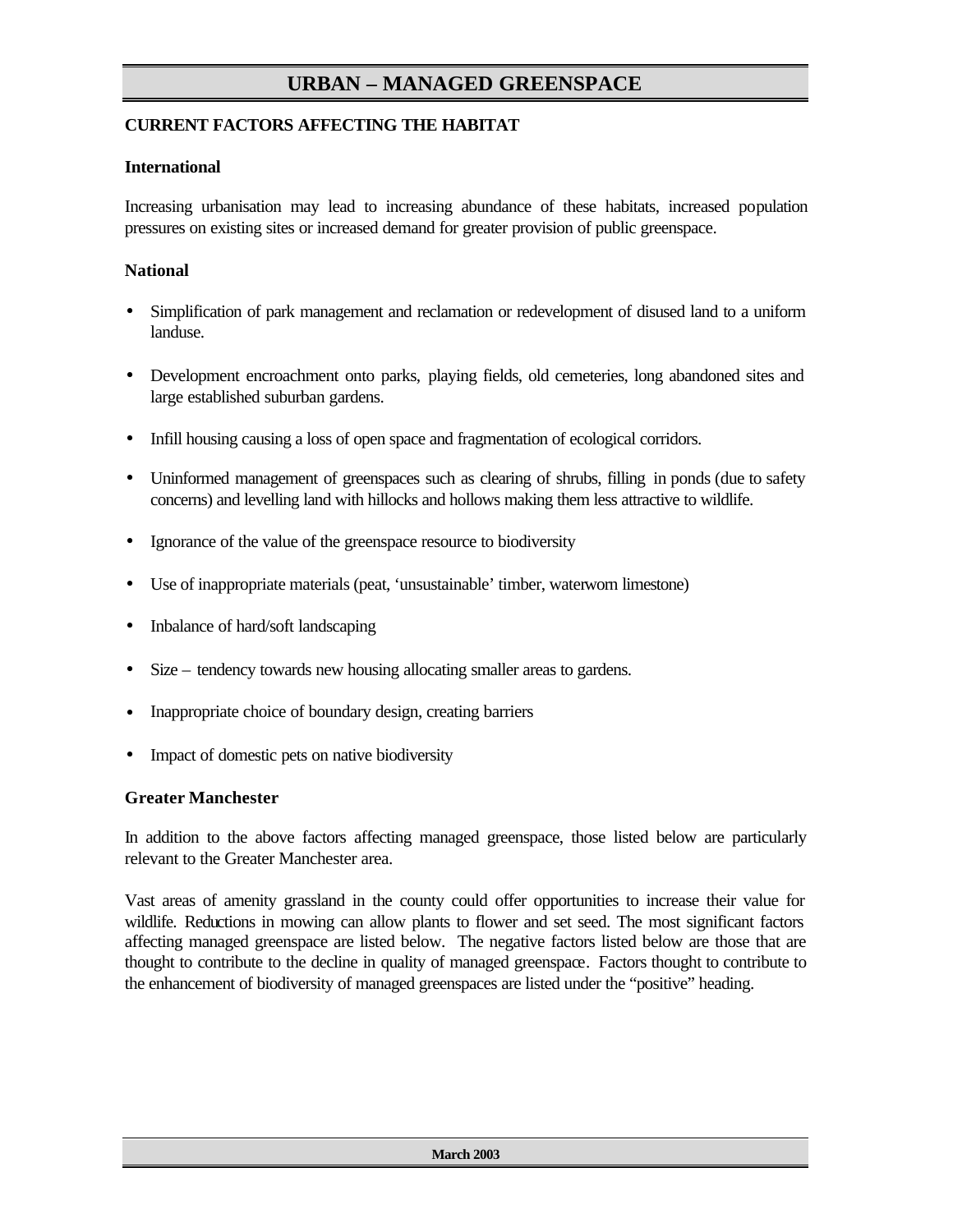# URBAN – MANAGED GREENSPACE

## CURRENT FACTORS AFFECTING THE HABITAT

### International

Increasing urbanisation may lead to increasing abundance of these habitats, increased population pressures on existing sites or increased demand for greater provision of public greenspace.

### National

- Simplification of park management and reclamation or redevelopment of disused land to a uniform landuse.
- Development encroachment onto parks, playing fields, old cemeteries, long abandoned sites and large established suburban gardens.
- Infill housing causing a loss of open space and fragmentation of ecological corridors.
- Uninformed management of greenspaces such as clearing of shrubs, filling in ponds (due to safety concerns) and levelling land with hillocks and hollows making them less attractive to wildlife.
- Ignorance of the value of the greenspace resource to biodiversity
- Use of inappropriate materials (peat, 'unsustainable' timber, waterworn limestone)
- Inbalance of hard/soft landscaping
- Size – tendency towards new housing allocating smaller areas to gardens.
- Inappropriate choice of boundary design, creating barriers
- Impact of domestic pets on native biodiversity

### Greater Manchester

In addition to the above factors affecting managed greenspace, those listed below are particularly relevant to the Greater Manchester area.

Vast areas of amenity grassland in the county could offer opportunities to increase their value for wildlife. Reductions in mowing can allow plants to flower and set seed. The most significant factors affecting managed greenspace are listed below. The negative factors listed below are those that are thought to contribute to the decline in quality of managed greenspace. Factors thought to contribute to the enhancement of biodiversity of managed greenspaces are listed under the "positive" heading.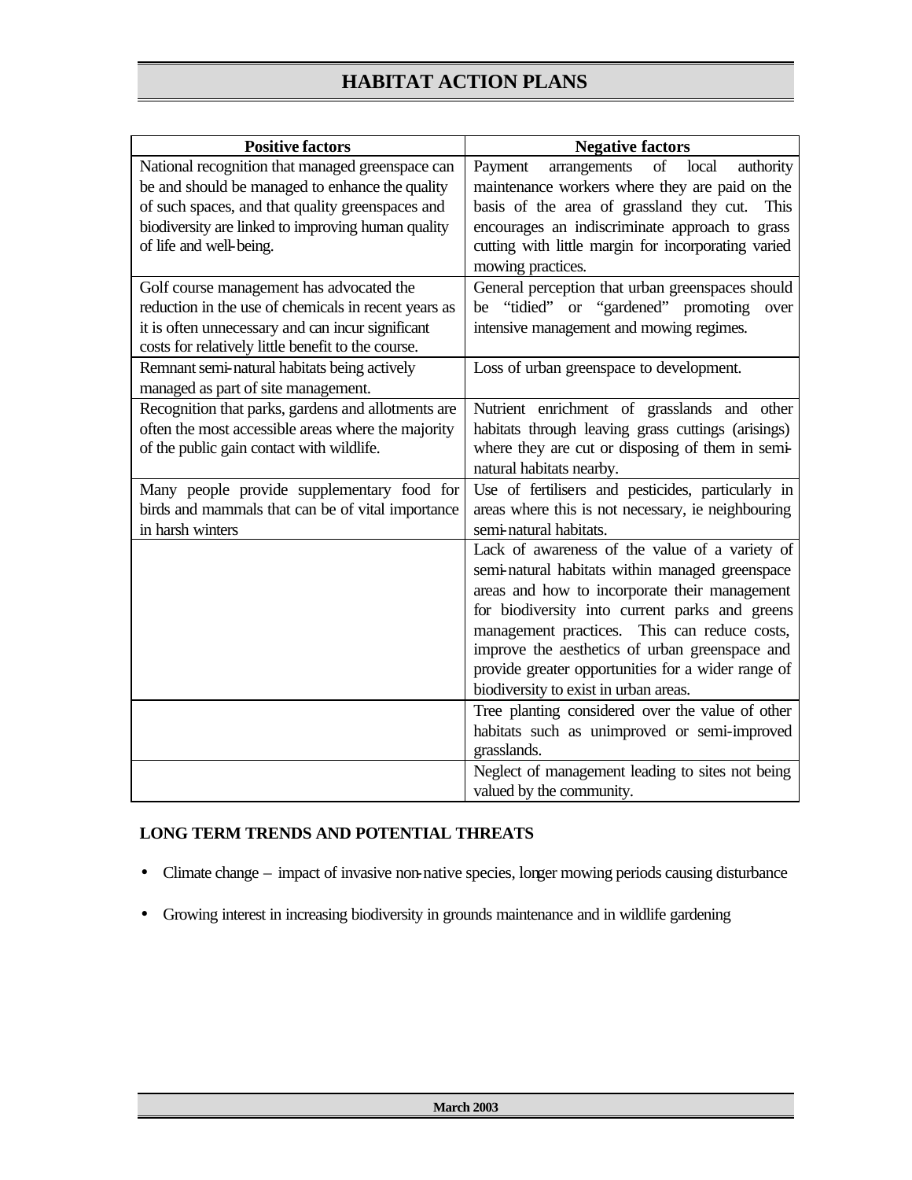| Positive factors | Negative factors |
|---|---|
| National recognition that managed greenspace can be and should be managed to enhance the quality of such spaces, and that quality greenspaces and biodiversity are linked to improving human quality of life and well-being. | Payment arrangements of local authority maintenance workers where they are paid on the basis of the area of grassland they cut. This encourages an indiscriminate approach to grass cutting with little margin for incorporating varied mowing practices. |
| Golf course management has advocated the reduction in the use of chemicals in recent years as it is often unnecessary and can incur significant costs for relatively little benefit to the course. | General perception that urban greenspaces should be "tidied" or "gardened" promoting over intensive management and mowing regimes. |
| Remnant semi-natural habitats being actively managed as part of site management. | Loss of urban greenspace to development. |
| Recognition that parks, gardens and allotments are often the most accessible areas where the majority of the public gain contact with wildlife. | Nutrient enrichment of grasslands and other habitats through leaving grass cuttings (arisings) where they are cut or disposing of them in semi-natural habitats nearby. |
| Many people provide supplementary food for birds and mammals that can be of vital importance in harsh winters | Use of fertilisers and pesticides, particularly in areas where this is not necessary, ie neighbouring semi-natural habitats. |
| | Lack of awareness of the value of a variety of semi-natural habitats within managed greenspace areas and how to incorporate their management for biodiversity into current parks and greens management practices. This can reduce costs, improve the aesthetics of urban greenspace and provide greater opportunities for a wider range of biodiversity to exist in urban areas. |
| | Tree planting considered over the value of other habitats such as unimproved or semi-improved grasslands. |
| | Neglect of management leading to sites not being valued by the community. |

**LONG TERM TRENDS AND POTENTIAL THREATS**

- Climate change – impact of invasive non-native species, longer mowing periods causing disturbance
- Growing interest in increasing biodiversity in grounds maintenance and in wildlife gardening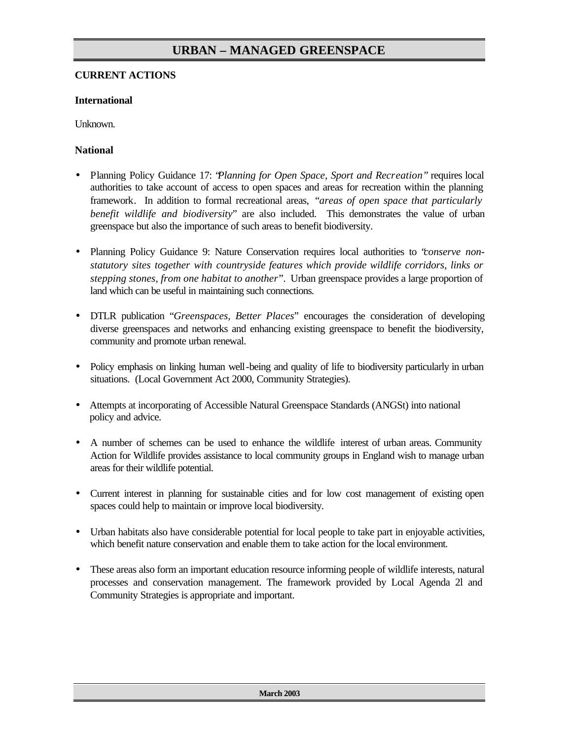# URBAN – MANAGED GREENSPACE

## CURRENT ACTIONS

### International

Unknown.

### National

- Planning Policy Guidance 17: "*Planning for Open Space, Sport and Recreation"* requires local authorities to take account of access to open spaces and areas for recreation within the planning framework. In addition to formal recreational areas, *"areas of open space that particularly benefit wildlife and biodiversity*" are also included. This demonstrates the value of urban greenspace but also the importance of such areas to benefit biodiversity.

- Planning Policy Guidance 9: Nature Conservation requires local authorities to "*conserve non-statutory sites together with countryside features which provide wildlife corridors, links or stepping stones, from one habitat to another"*. Urban greenspace provides a large proportion of land which can be useful in maintaining such connections.

- DTLR publication "*Greenspaces, Better Places*" encourages the consideration of developing diverse greenspaces and networks and enhancing existing greenspace to benefit the biodiversity, community and promote urban renewal.

- Policy emphasis on linking human well-being and quality of life to biodiversity particularly in urban situations. (Local Government Act 2000, Community Strategies).

- Attempts at incorporating of Accessible Natural Greenspace Standards (ANGSt) into national policy and advice.

- A number of schemes can be used to enhance the wildlife interest of urban areas. Community Action for Wildlife provides assistance to local community groups in England wish to manage urban areas for their wildlife potential.

- Current interest in planning for sustainable cities and for low cost management of existing open spaces could help to maintain or improve local biodiversity.

- Urban habitats also have considerable potential for local people to take part in enjoyable activities, which benefit nature conservation and enable them to take action for the local environment.

- These areas also form an important education resource informing people of wildlife interests, natural processes and conservation management. The framework provided by Local Agenda 2l and Community Strategies is appropriate and important.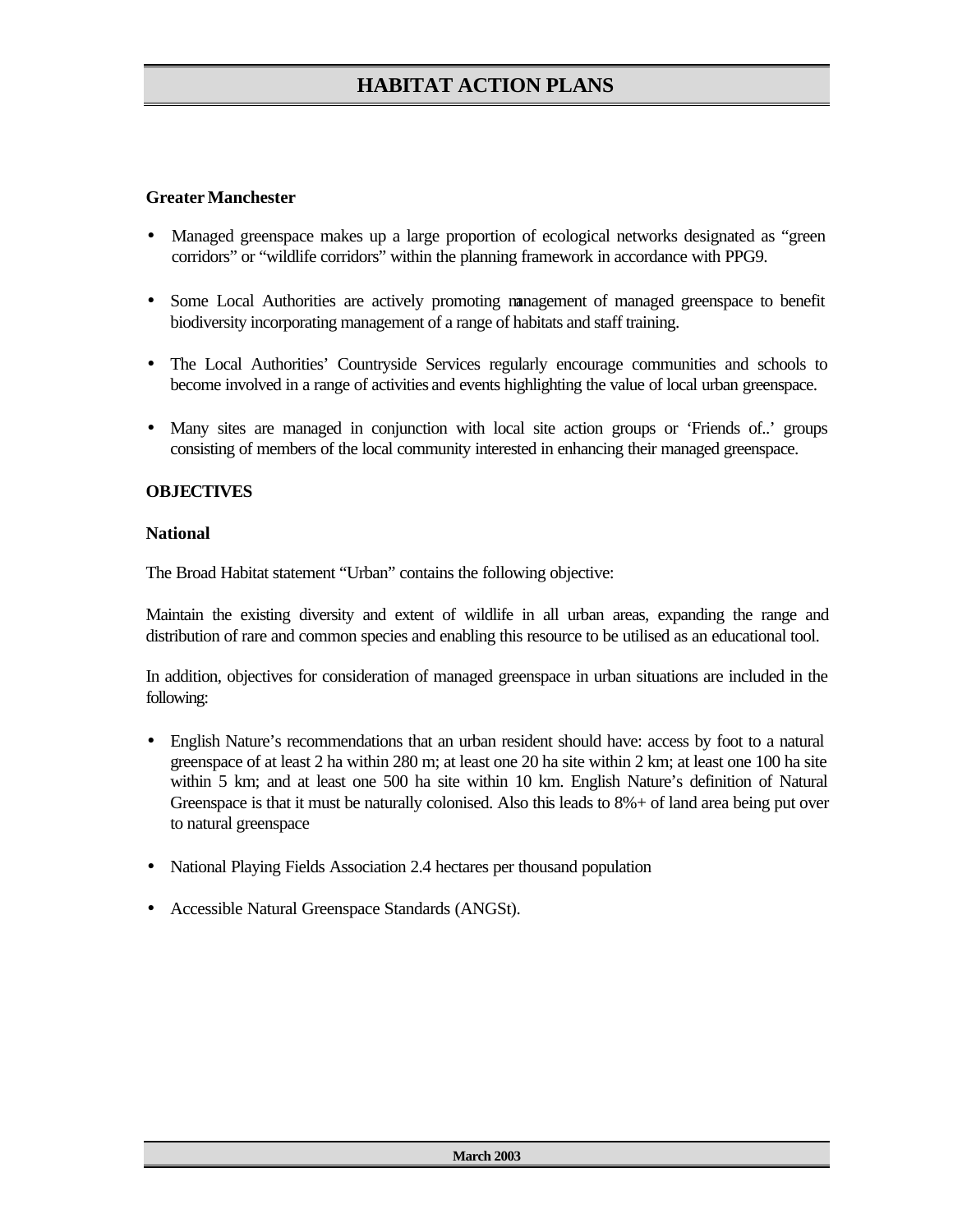**Greater Manchester**

- Managed greenspace makes up a large proportion of ecological networks designated as "green corridors" or "wildlife corridors" within the planning framework in accordance with PPG9.

- Some Local Authorities are actively promoting management of managed greenspace to benefit biodiversity incorporating management of a range of habitats and staff training.

- The Local Authorities' Countryside Services regularly encourage communities and schools to become involved in a range of activities and events highlighting the value of local urban greenspace.

- Many sites are managed in conjunction with local site action groups or 'Friends of..' groups consisting of members of the local community interested in enhancing their managed greenspace.

**OBJECTIVES**

**National**

The Broad Habitat statement "Urban" contains the following objective:

Maintain the existing diversity and extent of wildlife in all urban areas, expanding the range and distribution of rare and common species and enabling this resource to be utilised as an educational tool.

In addition, objectives for consideration of managed greenspace in urban situations are included in the following:

- English Nature's recommendations that an urban resident should have: access by foot to a natural greenspace of at least 2 ha within 280 m; at least one 20 ha site within 2 km; at least one 100 ha site within 5 km; and at least one 500 ha site within 10 km. English Nature's definition of Natural Greenspace is that it must be naturally colonised. Also this leads to 8%+ of land area being put over to natural greenspace

- National Playing Fields Association 2.4 hectares per thousand population

- Accessible Natural Greenspace Standards (ANGSt).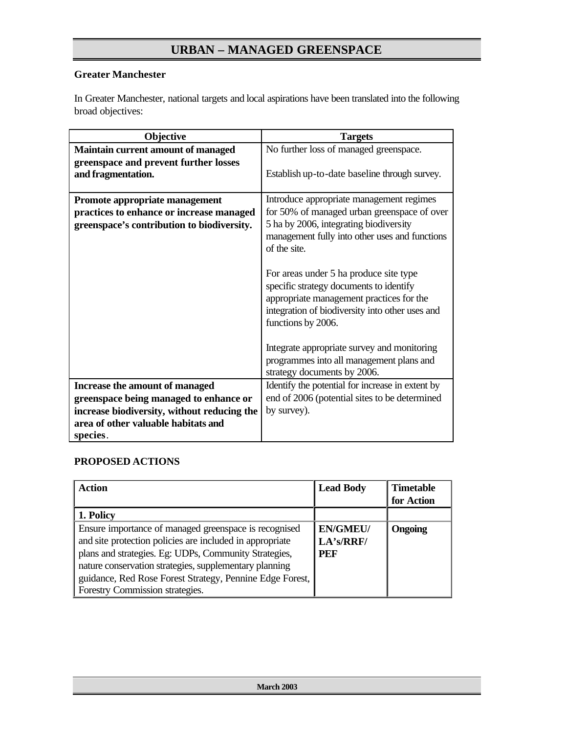# URBAN – MANAGED GREENSPACE

**Greater Manchester**

In Greater Manchester, national targets and local aspirations have been translated into the following broad objectives:

| Objective | Targets |
|---|---|
| **Maintain current amount of managed greenspace and prevent further losses and fragmentation.** | No further loss of managed greenspace.<br><br>Establish up-to-date baseline through survey. |
| **Promote appropriate management practices to enhance or increase managed greenspace's contribution to biodiversity.** | Introduce appropriate management regimes for 50% of managed urban greenspace of over 5 ha by 2006, integrating biodiversity management fully into other uses and functions of the site.<br><br>For areas under 5 ha produce site type specific strategy documents to identify appropriate management practices for the integration of biodiversity into other uses and functions by 2006.<br><br>Integrate appropriate survey and monitoring programmes into all management plans and strategy documents by 2006. |
| **Increase the amount of managed greenspace being managed to enhance or increase biodiversity, without reducing the area of other valuable habitats and species**. | Identify the potential for increase in extent by end of 2006 (potential sites to be determined by survey). |

**PROPOSED ACTIONS**

| Action | Lead Body | Timetable for Action |
|---|---|---|
| **1. Policy** | | |
| Ensure importance of managed greenspace is recognised and site protection policies are included in appropriate plans and strategies. Eg: UDPs, Community Strategies, nature conservation strategies, supplementary planning guidance, Red Rose Forest Strategy, Pennine Edge Forest, Forestry Commission strategies. | **EN/GMEU/ LA's/RRF/ PEF** | **Ongoing** |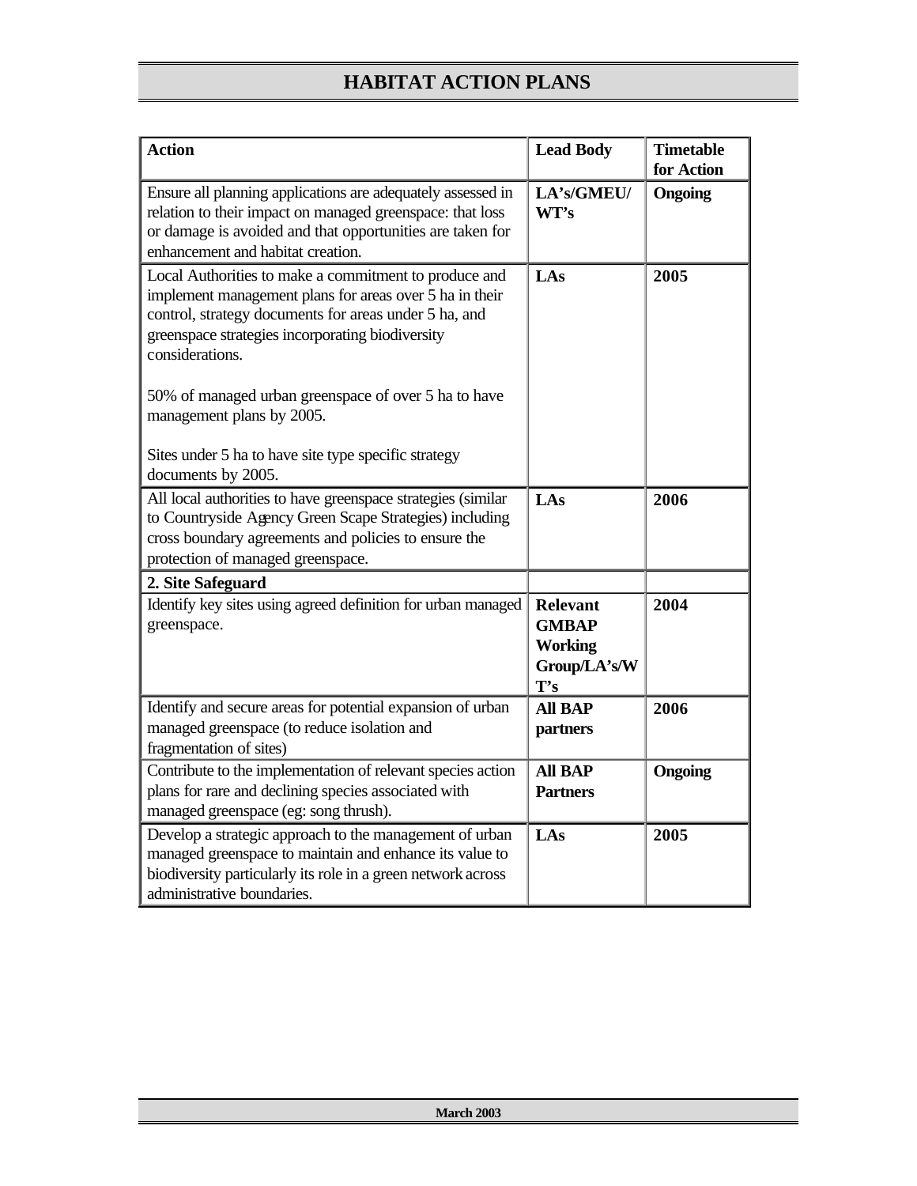# HABITAT ACTION PLANS

| Action | Lead Body | Timetable for Action |
| --- | --- | --- |
| Ensure all planning applications are adequately assessed in relation to their impact on managed greenspace: that loss or damage is avoided and that opportunities are taken for enhancement and habitat creation. | **LA's/GMEU/ WT's** | **Ongoing** |
| Local Authorities to make a commitment to produce and implement management plans for areas over 5 ha in their control, strategy documents for areas under 5 ha, and greenspace strategies incorporating biodiversity considerations.<br><br>50% of managed urban greenspace of over 5 ha to have management plans by 2005.<br><br>Sites under 5 ha to have site type specific strategy documents by 2005. | **LAs** | **2005** |
| All local authorities to have greenspace strategies (similar to Countryside Agency Green Scape Strategies) including cross boundary agreements and policies to ensure the protection of managed greenspace. | **LAs** | **2006** |
| **2. Site Safeguard** | | |
| Identify key sites using agreed definition for urban managed greenspace. | **Relevant GMBAP Working Group/LA's/WT's** | **2004** |
| Identify and secure areas for potential expansion of urban managed greenspace (to reduce isolation and fragmentation of sites) | **All BAP partners** | **2006** |
| Contribute to the implementation of relevant species action plans for rare and declining species associated with managed greenspace (eg: song thrush). | **All BAP Partners** | **Ongoing** |
| Develop a strategic approach to the management of urban managed greenspace to maintain and enhance its value to biodiversity particularly its role in a green network across administrative boundaries. | **LAs** | **2005** |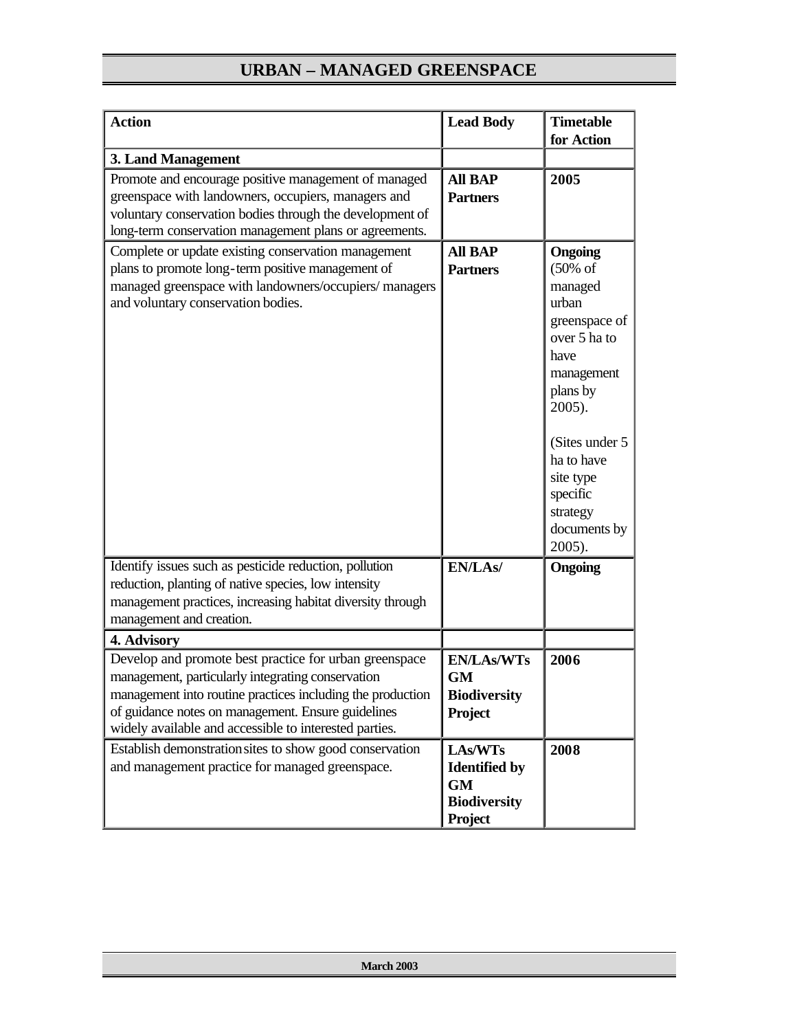# URBAN – MANAGED GREENSPACE

| Action | Lead Body | Timetable for Action |
|---|---|---|
| **3. Land Management** | | |
| Promote and encourage positive management of managed greenspace with landowners, occupiers, managers and voluntary conservation bodies through the development of long-term conservation management plans or agreements. | **All BAP Partners** | **2005** |
| Complete or update existing conservation management plans to promote long-term positive management of managed greenspace with landowners/occupiers/ managers and voluntary conservation bodies. | **All BAP Partners** | **Ongoing** (50% of managed urban greenspace of over 5 ha to have management plans by 2005).<br><br>(Sites under 5 ha to have site type specific strategy documents by 2005). |
| Identify issues such as pesticide reduction, pollution reduction, planting of native species, low intensity management practices, increasing habitat diversity through management and creation. | **EN/LAs/** | **Ongoing** |
| **4. Advisory** | | |
| Develop and promote best practice for urban greenspace management, particularly integrating conservation management into routine practices including the production of guidance notes on management. Ensure guidelines widely available and accessible to interested parties. | **EN/LAs/WTs GM Biodiversity Project** | **2006** |
| Establish demonstration sites to show good conservation and management practice for managed greenspace. | **LAs/WTs Identified by GM Biodiversity Project** | **2008** |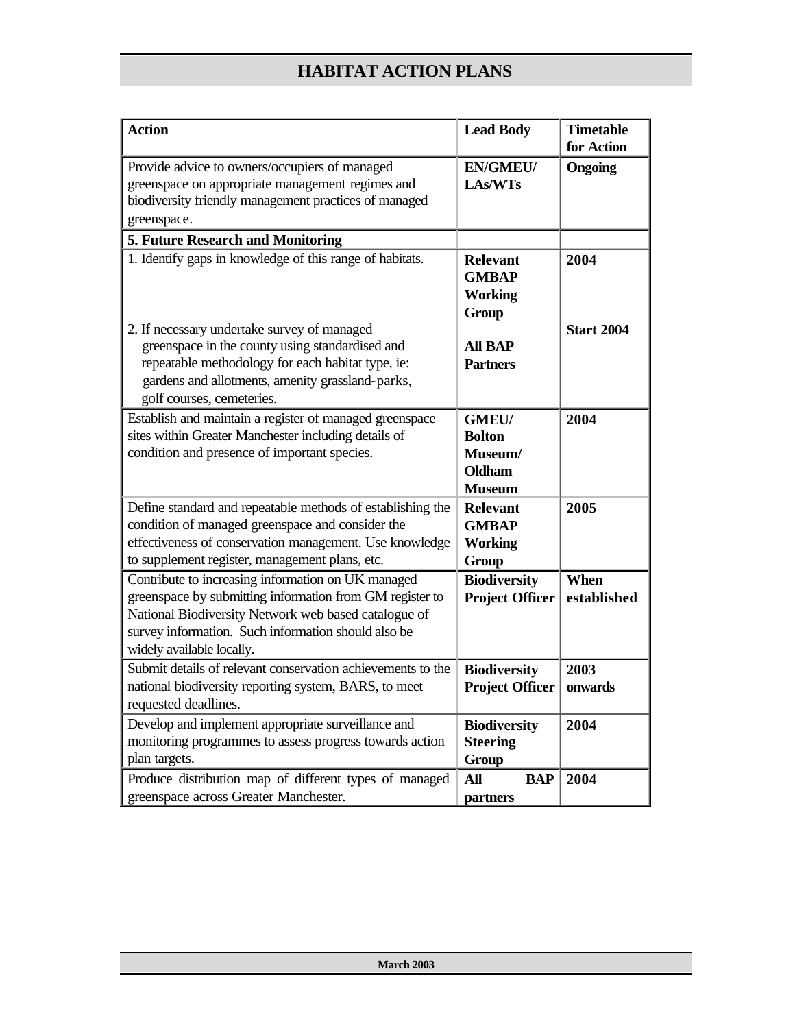# HABITAT ACTION PLANS

| Action | Lead Body | Timetable for Action |
|---|---|---|
| Provide advice to owners/occupiers of managed greenspace on appropriate management regimes and biodiversity friendly management practices of managed greenspace. | **EN/GMEU/ LAs/WTs** | **Ongoing** |
| **5. Future Research and Monitoring** | | |
| 1. Identify gaps in knowledge of this range of habitats.<br><br>2. If necessary undertake survey of managed greenspace in the county using standardised and repeatable methodology for each habitat type, ie: gardens and allotments, amenity grassland-parks, golf courses, cemeteries. | **Relevant GMBAP Working Group**<br><br>**All BAP Partners** | **2004**<br><br>**Start 2004** |
| Establish and maintain a register of managed greenspace sites within Greater Manchester including details of condition and presence of important species. | **GMEU/ Bolton Museum/ Oldham Museum** | **2004** |
| Define standard and repeatable methods of establishing the condition of managed greenspace and consider the effectiveness of conservation management. Use knowledge to supplement register, management plans, etc. | **Relevant GMBAP Working Group** | **2005** |
| Contribute to increasing information on UK managed greenspace by submitting information from GM register to National Biodiversity Network web based catalogue of survey information. Such information should also be widely available locally. | **Biodiversity Project Officer** | **When established** |
| Submit details of relevant conservation achievements to the national biodiversity reporting system, BARS, to meet requested deadlines. | **Biodiversity Project Officer** | **2003 onwards** |
| Develop and implement appropriate surveillance and monitoring programmes to assess progress towards action plan targets. | **Biodiversity Steering Group** | **2004** |
| Produce distribution map of different types of managed greenspace across Greater Manchester. | **All BAP partners** | **2004** |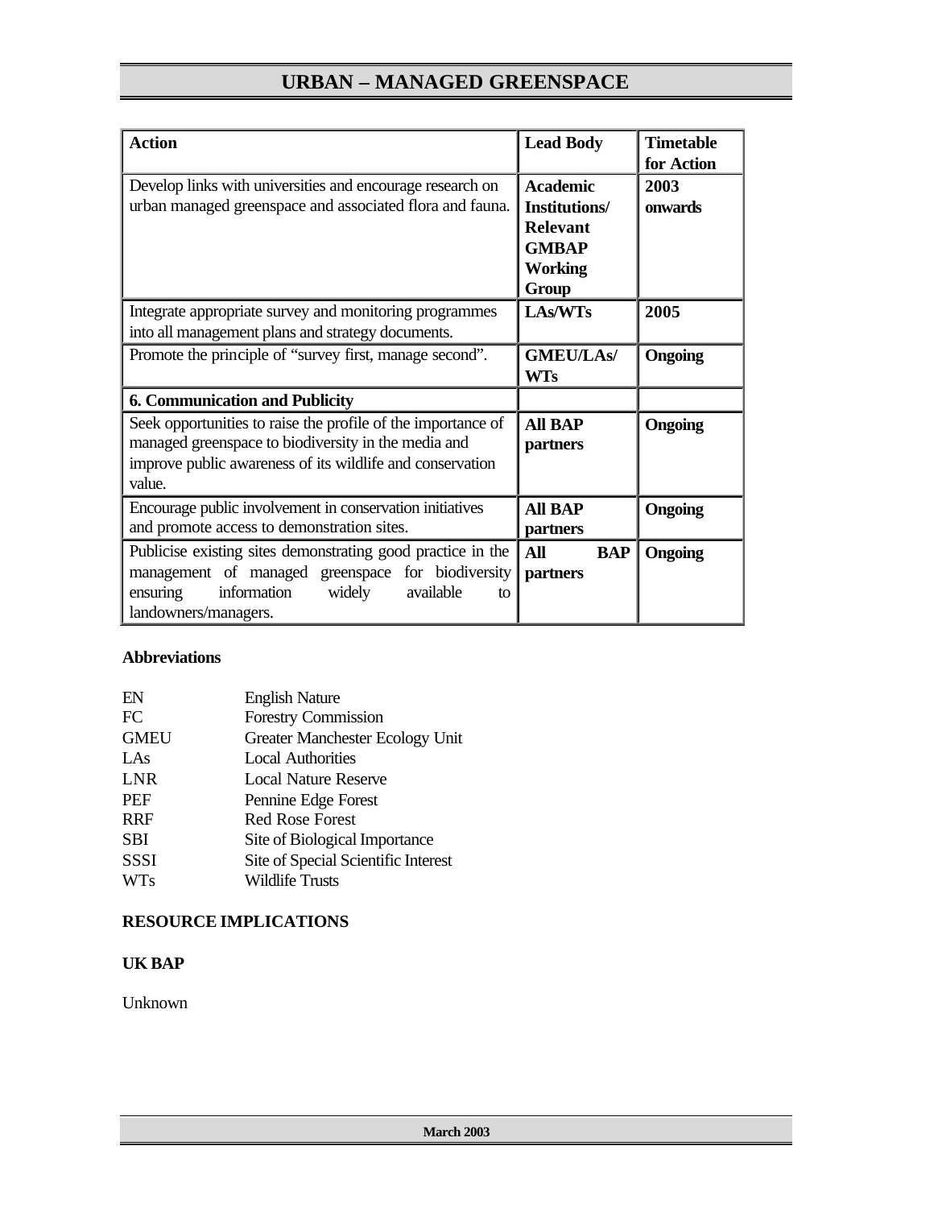# URBAN – MANAGED GREENSPACE

| Action | Lead Body | Timetable for Action |
| --- | --- | --- |
| Develop links with universities and encourage research on urban managed greenspace and associated flora and fauna. | **Academic Institutions/ Relevant GMBAP Working Group** | **2003 onwards** |
| Integrate appropriate survey and monitoring programmes into all management plans and strategy documents. | **LAs/WTs** | **2005** |
| Promote the principle of "survey first, manage second". | **GMEU/LAs/ WTs** | **Ongoing** |
| **6. Communication and Publicity** | | |
| Seek opportunities to raise the profile of the importance of managed greenspace to biodiversity in the media and improve public awareness of its wildlife and conservation value. | **All BAP partners** | **Ongoing** |
| Encourage public involvement in conservation initiatives and promote access to demonstration sites. | **All BAP partners** | **Ongoing** |
| Publicise existing sites demonstrating good practice in the management of managed greenspace for biodiversity ensuring information widely available to landowners/managers. | **All BAP partners** | **Ongoing** |

**Abbreviations**

| | |
| --- | --- |
| EN | English Nature |
| FC | Forestry Commission |
| GMEU | Greater Manchester Ecology Unit |
| LAs | Local Authorities |
| LNR | Local Nature Reserve |
| PEF | Pennine Edge Forest |
| RRF | Red Rose Forest |
| SBI | Site of Biological Importance |
| SSSI | Site of Special Scientific Interest |
| WTs | Wildlife Trusts |

**RESOURCE IMPLICATIONS**

**UK BAP**

Unknown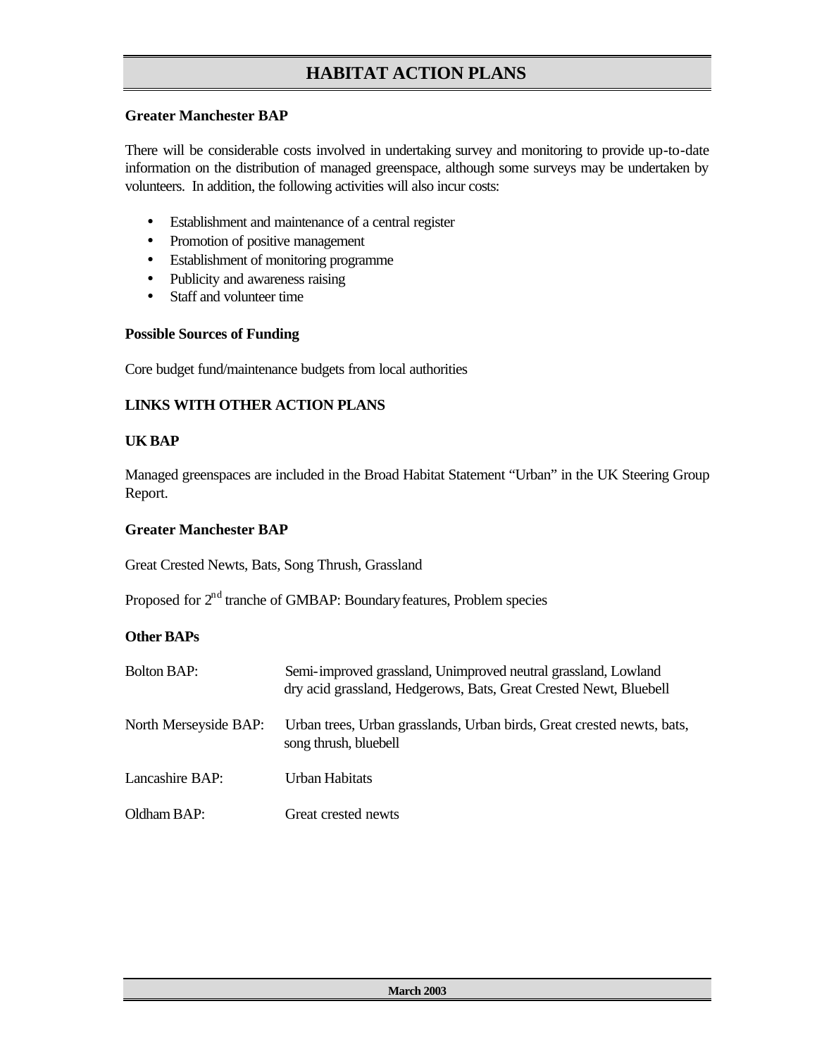# HABITAT ACTION PLANS

**Greater Manchester BAP**

There will be considerable costs involved in undertaking survey and monitoring to provide up-to-date information on the distribution of managed greenspace, although some surveys may be undertaken by volunteers. In addition, the following activities will also incur costs:

- Establishment and maintenance of a central register
- Promotion of positive management
- Establishment of monitoring programme
- Publicity and awareness raising
- Staff and volunteer time

**Possible Sources of Funding**

Core budget fund/maintenance budgets from local authorities

**LINKS WITH OTHER ACTION PLANS**

**UK BAP**

Managed greenspaces are included in the Broad Habitat Statement "Urban" in the UK Steering Group Report.

**Greater Manchester BAP**

Great Crested Newts, Bats, Song Thrush, Grassland

Proposed for 2nd tranche of GMBAP: Boundary features, Problem species

**Other BAPs**

| | |
|---|---|
| Bolton BAP: | Semi-improved grassland, Unimproved neutral grassland, Lowland dry acid grassland, Hedgerows, Bats, Great Crested Newt, Bluebell |
| North Merseyside BAP: | Urban trees, Urban grasslands, Urban birds, Great crested newts, bats, song thrush, bluebell |
| Lancashire BAP: | Urban Habitats |
| Oldham BAP: | Great crested newts |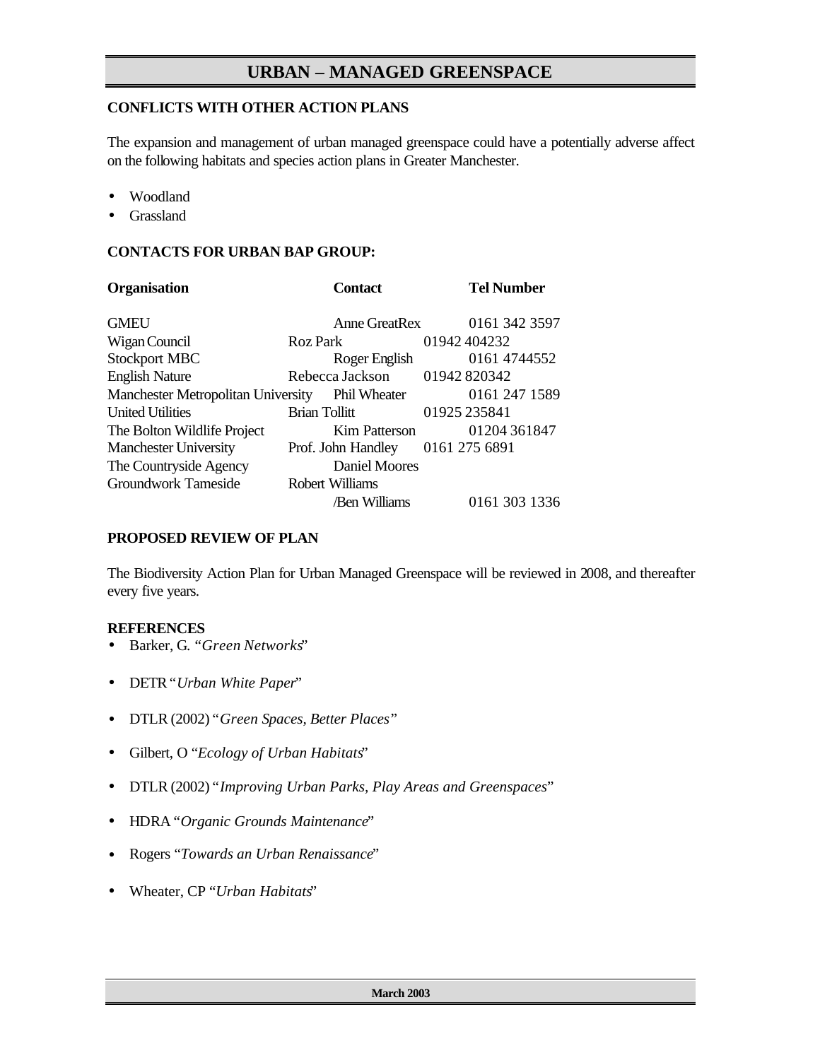## URBAN – MANAGED GREENSPACE

### CONFLICTS WITH OTHER ACTION PLANS

The expansion and management of urban managed greenspace could have a potentially adverse affect on the following habitats and species action plans in Greater Manchester.

- Woodland
- Grassland

### CONTACTS FOR URBAN BAP GROUP:

| Organisation | Contact | Tel Number |
|---|---|---|
| GMEU | Anne GreatRex | 0161 342 3597 |
| Wigan Council | Roz Park | 01942 404232 |
| Stockport MBC | Roger English | 0161 4744552 |
| English Nature | Rebecca Jackson | 01942 820342 |
| Manchester Metropolitan University | Phil Wheater | 0161 247 1589 |
| United Utilities | Brian Tollitt | 01925 235841 |
| The Bolton Wildlife Project | Kim Patterson | 01204 361847 |
| Manchester University | Prof. John Handley | 0161 275 6891 |
| The Countryside Agency | Daniel Moores | |
| Groundwork Tameside | Robert Williams /Ben Williams | 0161 303 1336 |

### PROPOSED REVIEW OF PLAN

The Biodiversity Action Plan for Urban Managed Greenspace will be reviewed in 2008, and thereafter every five years.

### REFERENCES

- Barker, G. "*Green Networks*"
- DETR "*Urban White Paper*"
- DTLR (2002) "*Green Spaces, Better Places*"
- Gilbert, O "*Ecology of Urban Habitats*"
- DTLR (2002) "*Improving Urban Parks, Play Areas and Greenspaces*"
- HDRA "*Organic Grounds Maintenance*"
- Rogers "*Towards an Urban Renaissance*"
- Wheater, CP "*Urban Habitats*"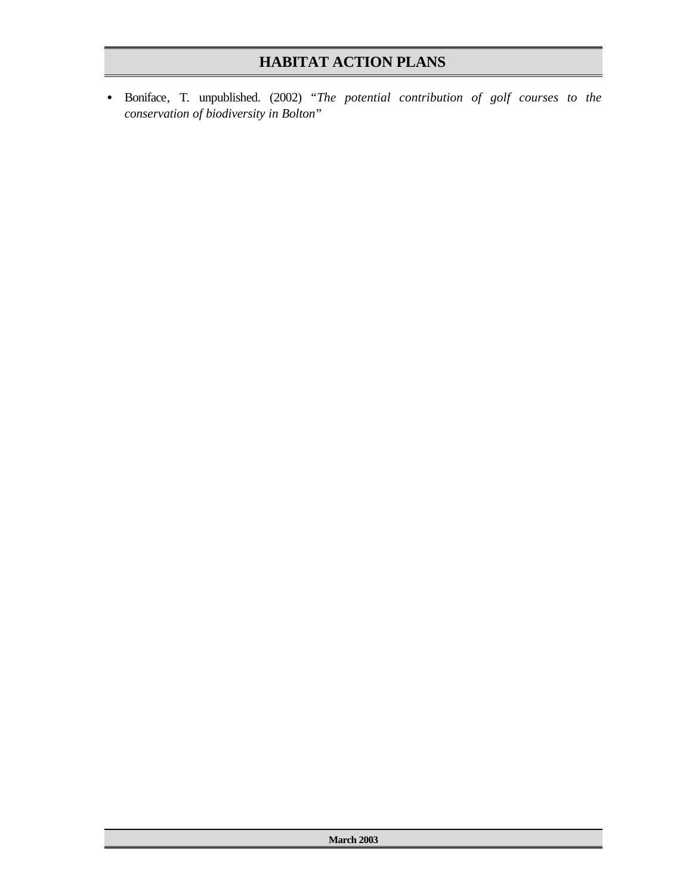- Boniface, T. unpublished. (2002) "*The potential contribution of golf courses to the conservation of biodiversity in Bolton*"